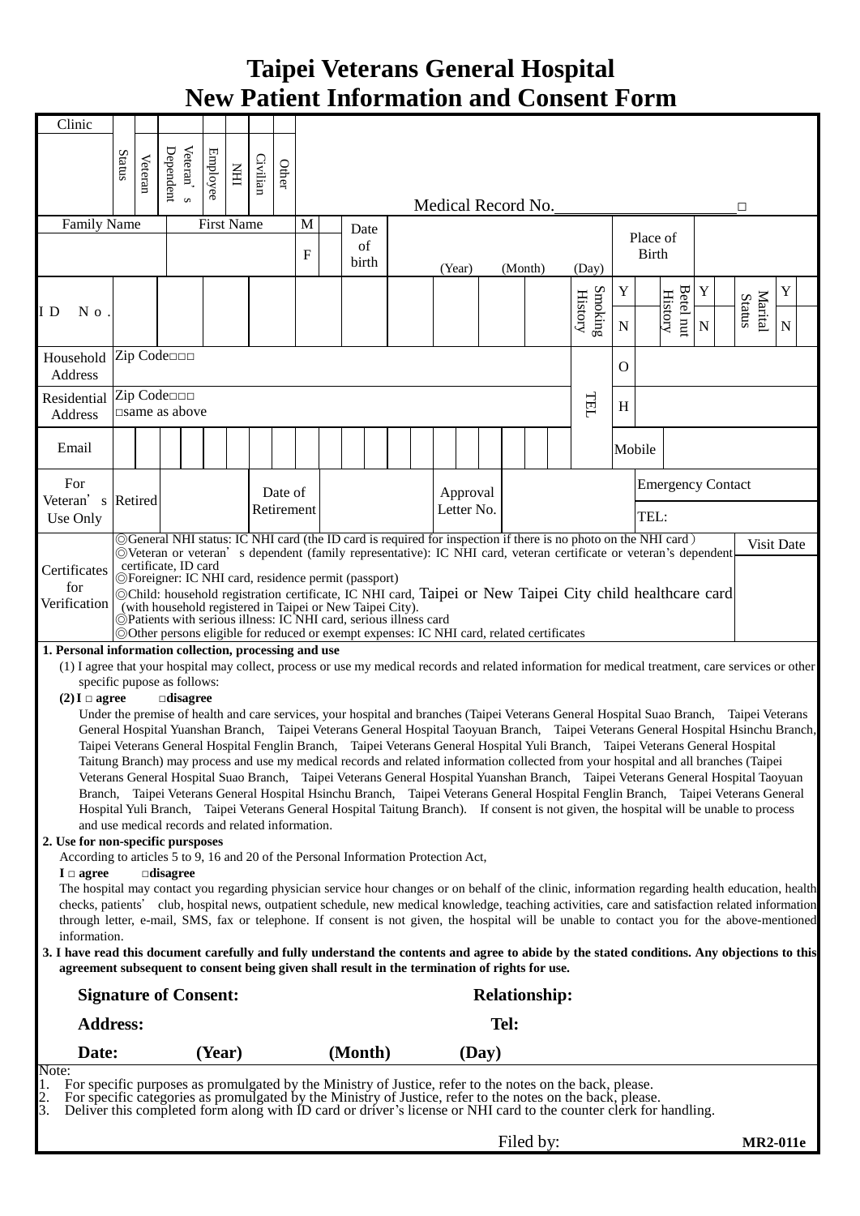# Taipei Veterans General Hospital
# New Patient Information and Consent Form

| Clinic | Status | Veteran | Veteran's Dependent | Employee | NHI | Civilian | Other | Medical Record No.______________□ |
|---|---|---|---|---|---|---|---|---|

| Family Name | First Name | M / F | Date of birth | (Year) (Month) (Day) | Place of Birth | |
|---|---|---|---|---|---|---|
| | | | | | | |

| ID No. | | Smoking History | Y / N | Betel nut History | Y / N | Marital Status | Y / N |
|---|---|---|---|---|---|---|---|

| Household Address | Zip Code□□□ | TEL | O | |
|---|---|---|---|---|
| Residential Address | Zip Code□□□ □same as above | | H | |
| Email | | | Mobile | |

| For Veteran's Use Only | Retired | | Date of Retirement | | Approval Letter No. | | Emergency Contact / TEL: |
|---|---|---|---|---|---|---|---|

| Certificates for Verification | | Visit Date |
|---|---|---|
| | ◎General NHI status: IC NHI card (the ID card is required for inspection if there is no photo on the NHI card)<br>◎Veteran or veteran's dependent (family representative): IC NHI card, veteran certificate or veteran's dependent certificate, ID card<br>◎Foreigner: IC NHI card, residence permit (passport)<br>◎Child: household registration certificate, IC NHI card, Taipei or New Taipei City child healthcare card (with household registered in Taipei or New Taipei City).<br>◎Patients with serious illness: IC NHI card, serious illness card<br>◎Other persons eligible for reduced or exempt expenses: IC NHI card, related certificates | |

**1. Personal information collection, processing and use**

(1) I agree that your hospital may collect, process or use my medical records and related information for medical treatment, care services or other specific pupose as follows:

**(2) I □ agree □disagree**

Under the premise of health and care services, your hospital and branches (Taipei Veterans General Hospital Suao Branch, Taipei Veterans General Hospital Yuanshan Branch, Taipei Veterans General Hospital Taoyuan Branch, Taipei Veterans General Hospital Hsinchu Branch, Taipei Veterans General Hospital Fenglin Branch, Taipei Veterans General Hospital Yuli Branch, Taipei Veterans General Hospital Taitung Branch) may process and use my medical records and related information collected from your hospital and all branches (Taipei Veterans General Hospital Suao Branch, Taipei Veterans General Hospital Yuanshan Branch, Taipei Veterans General Hospital Taoyuan Branch, Taipei Veterans General Hospital Hsinchu Branch, Taipei Veterans General Hospital Fenglin Branch, Taipei Veterans General Hospital Yuli Branch, Taipei Veterans General Hospital Taitung Branch). If consent is not given, the hospital will be unable to process and use medical records and related information.

**2. Use for non-specific pursposes**

According to articles 5 to 9, 16 and 20 of the Personal Information Protection Act,

**I □ agree □disagree**

The hospital may contact you regarding physician service hour changes or on behalf of the clinic, information regarding health education, health checks, patients' club, hospital news, outpatient schedule, new medical knowledge, teaching activities, care and satisfaction related information through letter, e-mail, SMS, fax or telephone. If consent is not given, the hospital will be unable to contact you for the above-mentioned information.

**3. I have read this document carefully and fully understand the contents and agree to abide by the stated conditions. Any objections to this agreement subsequent to consent being given shall result in the termination of rights for use.**

**Signature of Consent:** **Relationship:**

**Address:** **Tel:**

**Date: (Year) (Month) (Day)**

Note:
1. For specific purposes as promulgated by the Ministry of Justice, refer to the notes on the back, please.
2. For specific categories as promulgated by the Ministry of Justice, refer to the notes on the back, please.
3. Deliver this completed form along with ID card or driver's license or NHI card to the counter clerk for handling.

Filed by: **MR2-011e**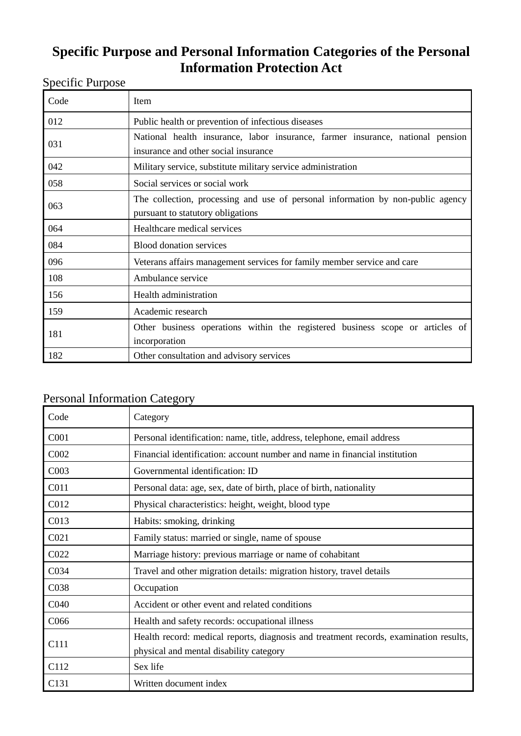# Specific Purpose and Personal Information Categories of the Personal Information Protection Act

## Specific Purpose

| Code | Item |
|---|---|
| 012 | Public health or prevention of infectious diseases |
| 031 | National health insurance, labor insurance, farmer insurance, national pension insurance and other social insurance |
| 042 | Military service, substitute military service administration |
| 058 | Social services or social work |
| 063 | The collection, processing and use of personal information by non-public agency pursuant to statutory obligations |
| 064 | Healthcare medical services |
| 084 | Blood donation services |
| 096 | Veterans affairs management services for family member service and care |
| 108 | Ambulance service |
| 156 | Health administration |
| 159 | Academic research |
| 181 | Other business operations within the registered business scope or articles of incorporation |
| 182 | Other consultation and advisory services |

## Personal Information Category

| Code | Category |
|---|---|
| C001 | Personal identification: name, title, address, telephone, email address |
| C002 | Financial identification: account number and name in financial institution |
| C003 | Governmental identification: ID |
| C011 | Personal data: age, sex, date of birth, place of birth, nationality |
| C012 | Physical characteristics: height, weight, blood type |
| C013 | Habits: smoking, drinking |
| C021 | Family status: married or single, name of spouse |
| C022 | Marriage history: previous marriage or name of cohabitant |
| C034 | Travel and other migration details: migration history, travel details |
| C038 | Occupation |
| C040 | Accident or other event and related conditions |
| C066 | Health and safety records: occupational illness |
| C111 | Health record: medical reports, diagnosis and treatment records, examination results, physical and mental disability category |
| C112 | Sex life |
| C131 | Written document index |